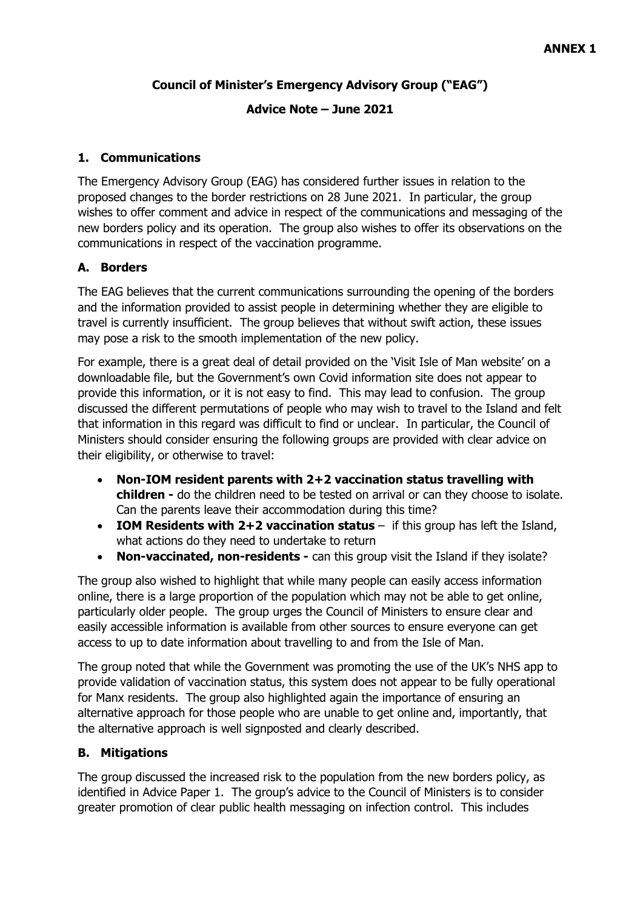**ANNEX 1**

**Council of Minister's Emergency Advisory Group ("EAG")**

**Advice Note – June 2021**

## 1. Communications

The Emergency Advisory Group (EAG) has considered further issues in relation to the proposed changes to the border restrictions on 28 June 2021. In particular, the group wishes to offer comment and advice in respect of the communications and messaging of the new borders policy and its operation. The group also wishes to offer its observations on the communications in respect of the vaccination programme.

### A. Borders

The EAG believes that the current communications surrounding the opening of the borders and the information provided to assist people in determining whether they are eligible to travel is currently insufficient. The group believes that without swift action, these issues may pose a risk to the smooth implementation of the new policy.

For example, there is a great deal of detail provided on the 'Visit Isle of Man website' on a downloadable file, but the Government's own Covid information site does not appear to provide this information, or it is not easy to find. This may lead to confusion. The group discussed the different permutations of people who may wish to travel to the Island and felt that information in this regard was difficult to find or unclear. In particular, the Council of Ministers should consider ensuring the following groups are provided with clear advice on their eligibility, or otherwise to travel:

- **Non-IOM resident parents with 2+2 vaccination status travelling with children -** do the children need to be tested on arrival or can they choose to isolate. Can the parents leave their accommodation during this time?
- **IOM Residents with 2+2 vaccination status** – if this group has left the Island, what actions do they need to undertake to return
- **Non-vaccinated, non-residents -** can this group visit the Island if they isolate?

The group also wished to highlight that while many people can easily access information online, there is a large proportion of the population which may not be able to get online, particularly older people. The group urges the Council of Ministers to ensure clear and easily accessible information is available from other sources to ensure everyone can get access to up to date information about travelling to and from the Isle of Man.

The group noted that while the Government was promoting the use of the UK's NHS app to provide validation of vaccination status, this system does not appear to be fully operational for Manx residents. The group also highlighted again the importance of ensuring an alternative approach for those people who are unable to get online and, importantly, that the alternative approach is well signposted and clearly described.

### B. Mitigations

The group discussed the increased risk to the population from the new borders policy, as identified in Advice Paper 1. The group's advice to the Council of Ministers is to consider greater promotion of clear public health messaging on infection control. This includes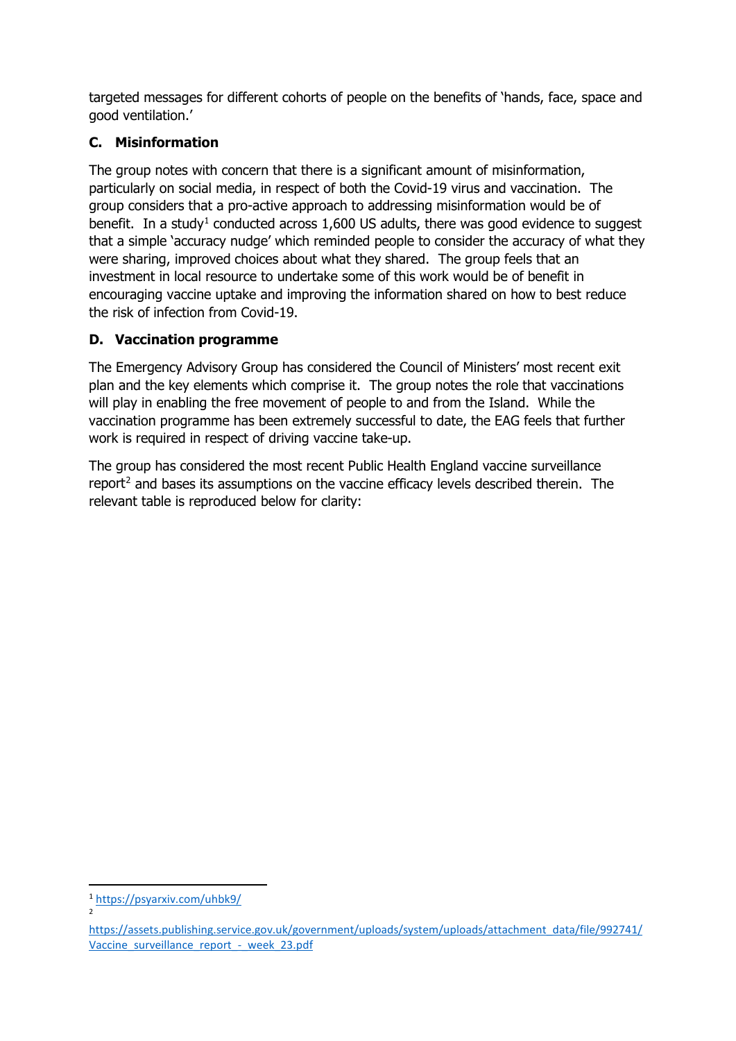targeted messages for different cohorts of people on the benefits of 'hands, face, space and good ventilation.'

### C. Misinformation

The group notes with concern that there is a significant amount of misinformation, particularly on social media, in respect of both the Covid-19 virus and vaccination. The group considers that a pro-active approach to addressing misinformation would be of benefit. In a study[1] conducted across 1,600 US adults, there was good evidence to suggest that a simple 'accuracy nudge' which reminded people to consider the accuracy of what they were sharing, improved choices about what they shared. The group feels that an investment in local resource to undertake some of this work would be of benefit in encouraging vaccine uptake and improving the information shared on how to best reduce the risk of infection from Covid-19.

### D. Vaccination programme

The Emergency Advisory Group has considered the Council of Ministers' most recent exit plan and the key elements which comprise it. The group notes the role that vaccinations will play in enabling the free movement of people to and from the Island. While the vaccination programme has been extremely successful to date, the EAG feels that further work is required in respect of driving vaccine take-up.

The group has considered the most recent Public Health England vaccine surveillance report[2] and bases its assumptions on the vaccine efficacy levels described therein. The relevant table is reproduced below for clarity:

---

[1] https://psyarxiv.com/uhbk9/

[2] https://assets.publishing.service.gov.uk/government/uploads/system/uploads/attachment_data/file/992741/Vaccine_surveillance_report_-_week_23.pdf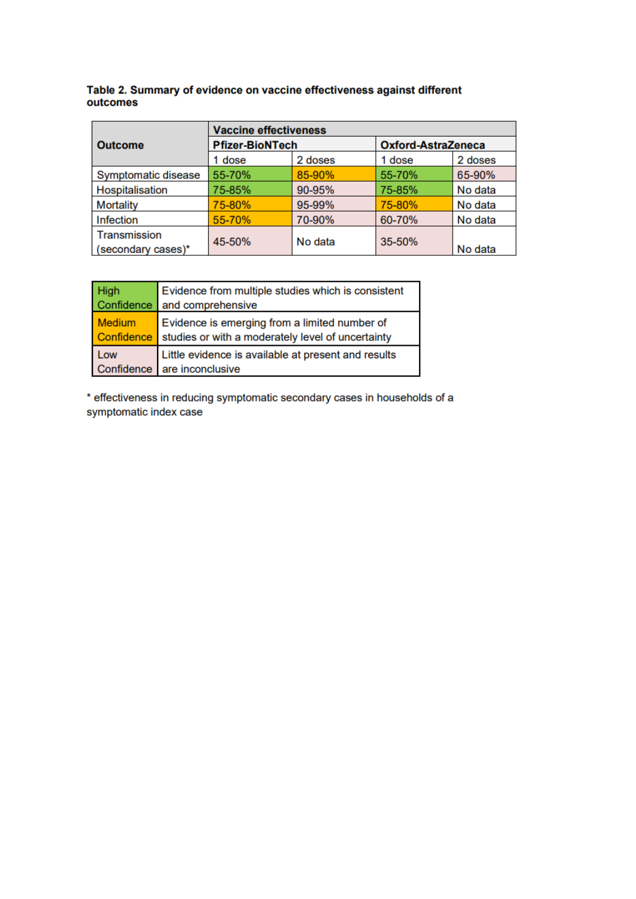**Table 2. Summary of evidence on vaccine effectiveness against different outcomes**

| Outcome | Vaccine effectiveness | | | |
|---|---|---|---|---|
| | Pfizer-BioNTech | | Oxford-AstraZeneca | |
| | 1 dose | 2 doses | 1 dose | 2 doses |
| Symptomatic disease | 55-70% | 85-90% | 55-70% | 65-90% |
| Hospitalisation | 75-85% | 90-95% | 75-85% | No data |
| Mortality | 75-80% | 95-99% | 75-80% | No data |
| Infection | 55-70% | 70-90% | 60-70% | No data |
| Transmission (secondary cases)* | 45-50% | No data | 35-50% | No data |

| | |
|---|---|
| High Confidence | Evidence from multiple studies which is consistent and comprehensive |
| Medium Confidence | Evidence is emerging from a limited number of studies or with a moderately level of uncertainty |
| Low Confidence | Little evidence is available at present and results are inconclusive |

\* effectiveness in reducing symptomatic secondary cases in households of a symptomatic index case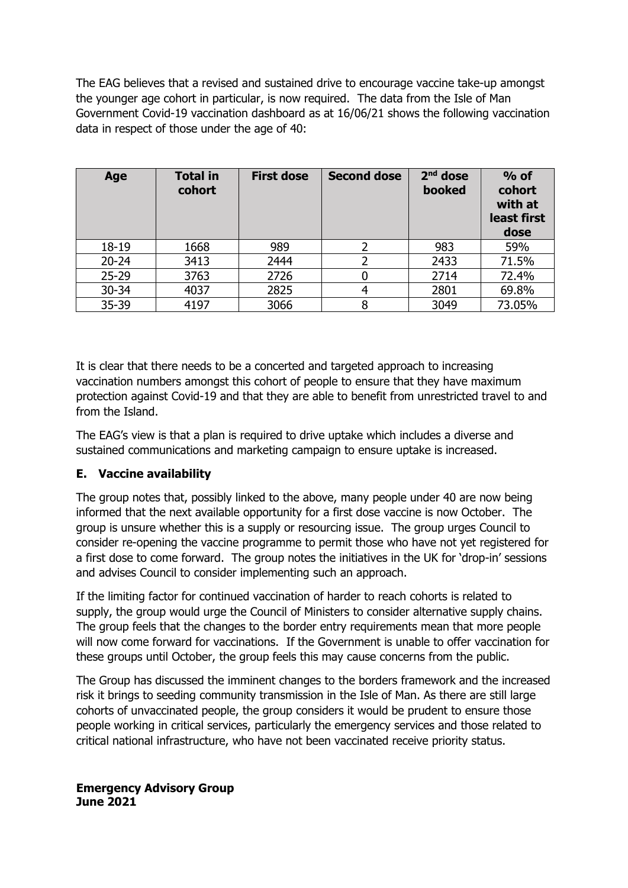The EAG believes that a revised and sustained drive to encourage vaccine take-up amongst the younger age cohort in particular, is now required. The data from the Isle of Man Government Covid-19 vaccination dashboard as at 16/06/21 shows the following vaccination data in respect of those under the age of 40:

| Age | Total in cohort | First dose | Second dose | 2nd dose booked | % of cohort with at least first dose |
|---|---|---|---|---|---|
| 18-19 | 1668 | 989 | 2 | 983 | 59% |
| 20-24 | 3413 | 2444 | 2 | 2433 | 71.5% |
| 25-29 | 3763 | 2726 | 0 | 2714 | 72.4% |
| 30-34 | 4037 | 2825 | 4 | 2801 | 69.8% |
| 35-39 | 4197 | 3066 | 8 | 3049 | 73.05% |

It is clear that there needs to be a concerted and targeted approach to increasing vaccination numbers amongst this cohort of people to ensure that they have maximum protection against Covid-19 and that they are able to benefit from unrestricted travel to and from the Island.

The EAG's view is that a plan is required to drive uptake which includes a diverse and sustained communications and marketing campaign to ensure uptake is increased.

### E. Vaccine availability

The group notes that, possibly linked to the above, many people under 40 are now being informed that the next available opportunity for a first dose vaccine is now October. The group is unsure whether this is a supply or resourcing issue. The group urges Council to consider re-opening the vaccine programme to permit those who have not yet registered for a first dose to come forward. The group notes the initiatives in the UK for 'drop-in' sessions and advises Council to consider implementing such an approach.

If the limiting factor for continued vaccination of harder to reach cohorts is related to supply, the group would urge the Council of Ministers to consider alternative supply chains. The group feels that the changes to the border entry requirements mean that more people will now come forward for vaccinations. If the Government is unable to offer vaccination for these groups until October, the group feels this may cause concerns from the public.

The Group has discussed the imminent changes to the borders framework and the increased risk it brings to seeding community transmission in the Isle of Man. As there are still large cohorts of unvaccinated people, the group considers it would be prudent to ensure those people working in critical services, particularly the emergency services and those related to critical national infrastructure, who have not been vaccinated receive priority status.

**Emergency Advisory Group**
**June 2021**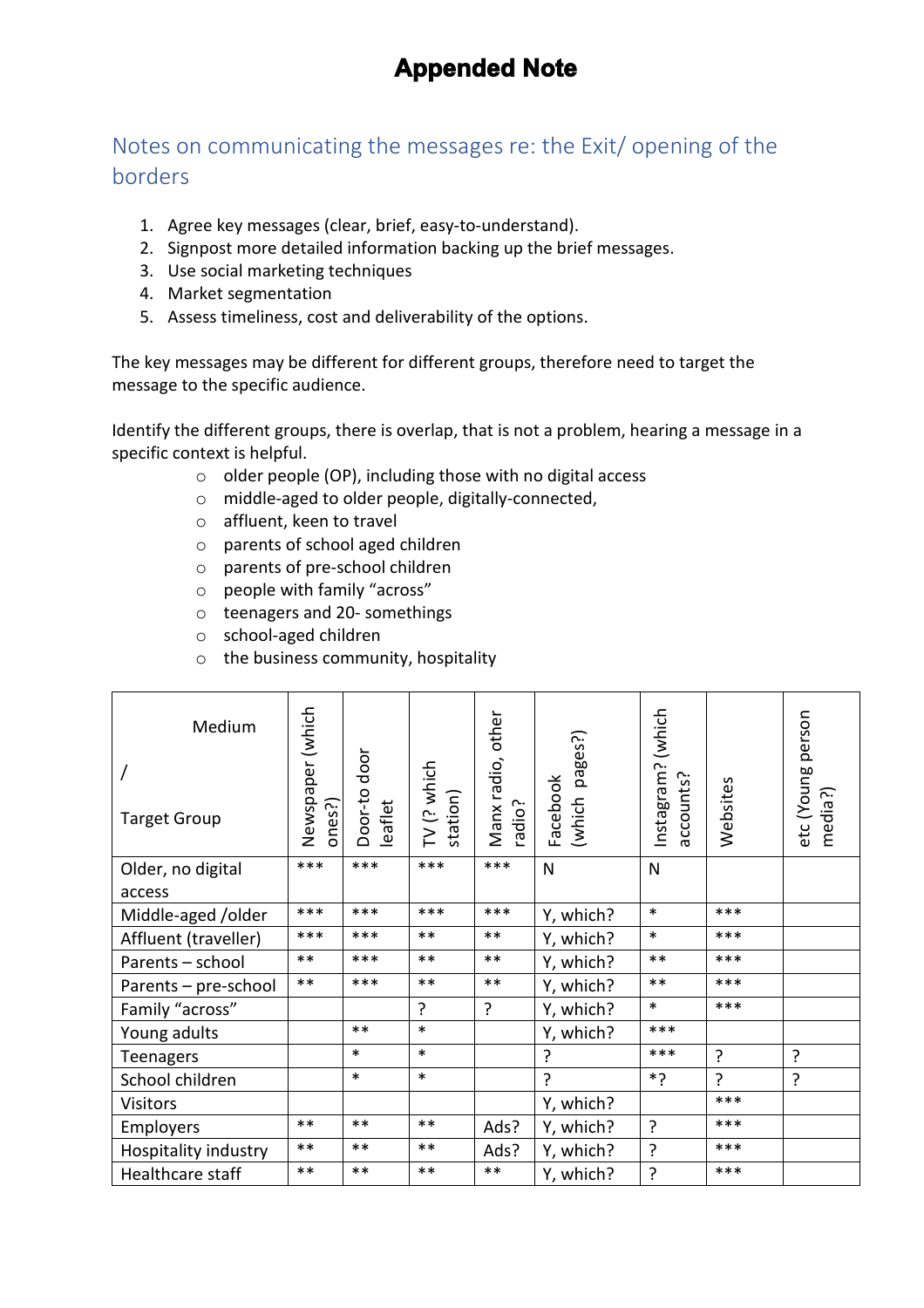# Appended Note

## Notes on communicating the messages re: the Exit/ opening of the borders

1. Agree key messages (clear, brief, easy-to-understand).
2. Signpost more detailed information backing up the brief messages.
3. Use social marketing techniques
4. Market segmentation
5. Assess timeliness, cost and deliverability of the options.

The key messages may be different for different groups, therefore need to target the message to the specific audience.

Identify the different groups, there is overlap, that is not a problem, hearing a message in a specific context is helpful.

- older people (OP), including those with no digital access
- middle-aged to older people, digitally-connected,
- affluent, keen to travel
- parents of school aged children
- parents of pre-school children
- people with family "across"
- teenagers and 20- somethings
- school-aged children
- the business community, hospitality

| Medium / Target Group | Newspaper (which ones?) | Door-to door leaflet | TV (? which station) | Manx radio, other radio? | Facebook (which pages?) | Instagram? (which accounts? | Websites | etc (Young person media?) |
|---|---|---|---|---|---|---|---|---|
| Older, no digital access | *** | *** | *** | *** | N | N | | |
| Middle-aged /older | *** | *** | *** | *** | Y, which? | * | *** | |
| Affluent (traveller) | *** | *** | ** | ** | Y, which? | * | *** | |
| Parents – school | ** | *** | ** | ** | Y, which? | ** | *** | |
| Parents – pre-school | ** | *** | ** | ** | Y, which? | ** | *** | |
| Family "across" | | | ? | ? | Y, which? | * | *** | |
| Young adults | | ** | * | | Y, which? | *** | | |
| Teenagers | | * | * | | ? | *** | ? | ? |
| School children | | * | * | | ? | *? | ? | ? |
| Visitors | | | | | Y, which? | | *** | |
| Employers | ** | ** | ** | Ads? | Y, which? | ? | *** | |
| Hospitality industry | ** | ** | ** | Ads? | Y, which? | ? | *** | |
| Healthcare staff | ** | ** | ** | ** | Y, which? | ? | *** | |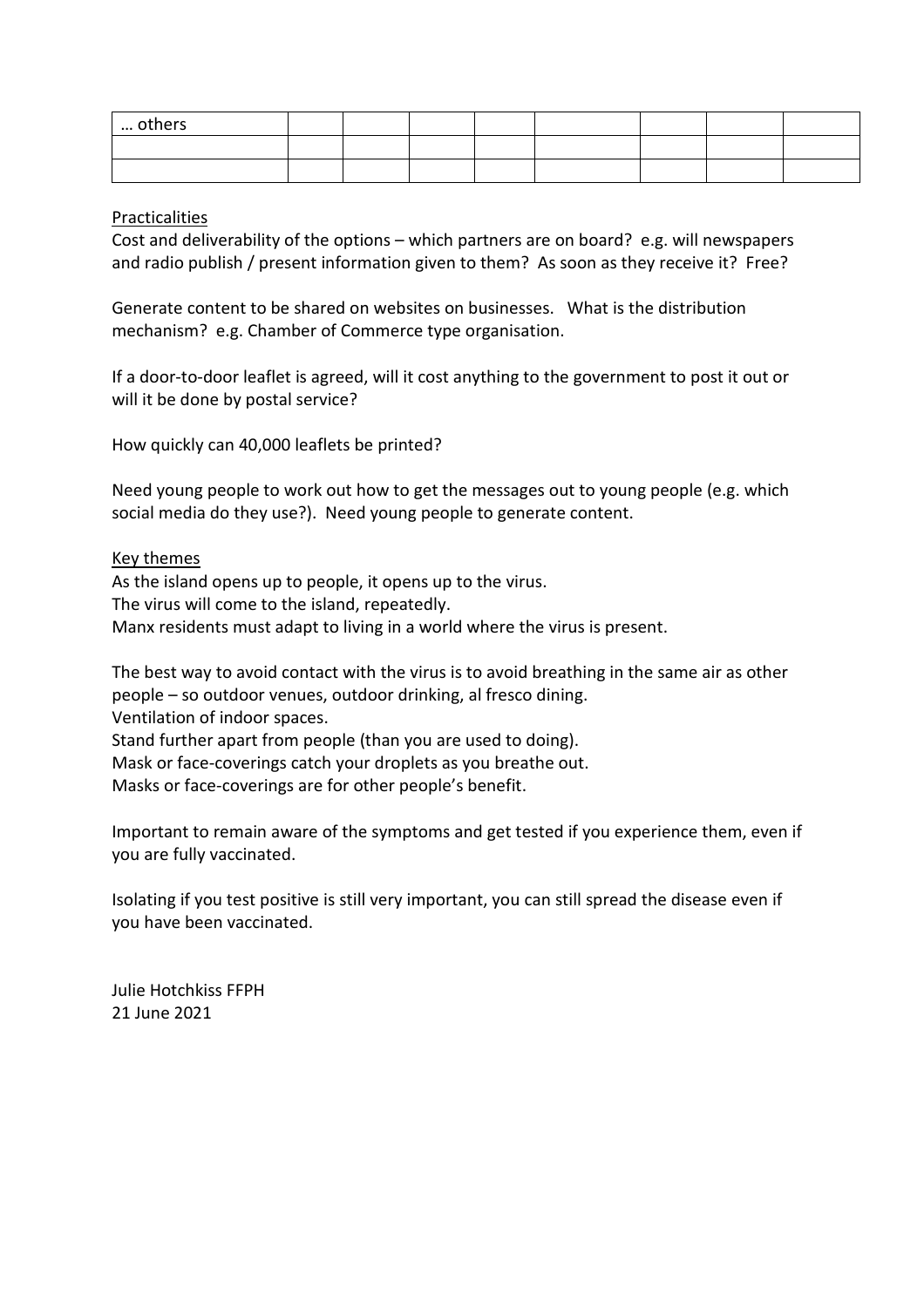| | | | | | | | | |
|---|---|---|---|---|---|---|---|---|
| … others | | | | | | | | |
| | | | | | | | | |
| | | | | | | | | |

Practicalities

Cost and deliverability of the options – which partners are on board? e.g. will newspapers and radio publish / present information given to them? As soon as they receive it? Free?

Generate content to be shared on websites on businesses. What is the distribution mechanism? e.g. Chamber of Commerce type organisation.

If a door-to-door leaflet is agreed, will it cost anything to the government to post it out or will it be done by postal service?

How quickly can 40,000 leaflets be printed?

Need young people to work out how to get the messages out to young people (e.g. which social media do they use?). Need young people to generate content.

Key themes

As the island opens up to people, it opens up to the virus.
The virus will come to the island, repeatedly.
Manx residents must adapt to living in a world where the virus is present.

The best way to avoid contact with the virus is to avoid breathing in the same air as other people – so outdoor venues, outdoor drinking, al fresco dining.
Ventilation of indoor spaces.
Stand further apart from people (than you are used to doing).
Mask or face-coverings catch your droplets as you breathe out.
Masks or face-coverings are for other people's benefit.

Important to remain aware of the symptoms and get tested if you experience them, even if you are fully vaccinated.

Isolating if you test positive is still very important, you can still spread the disease even if you have been vaccinated.

Julie Hotchkiss FFPH
21 June 2021